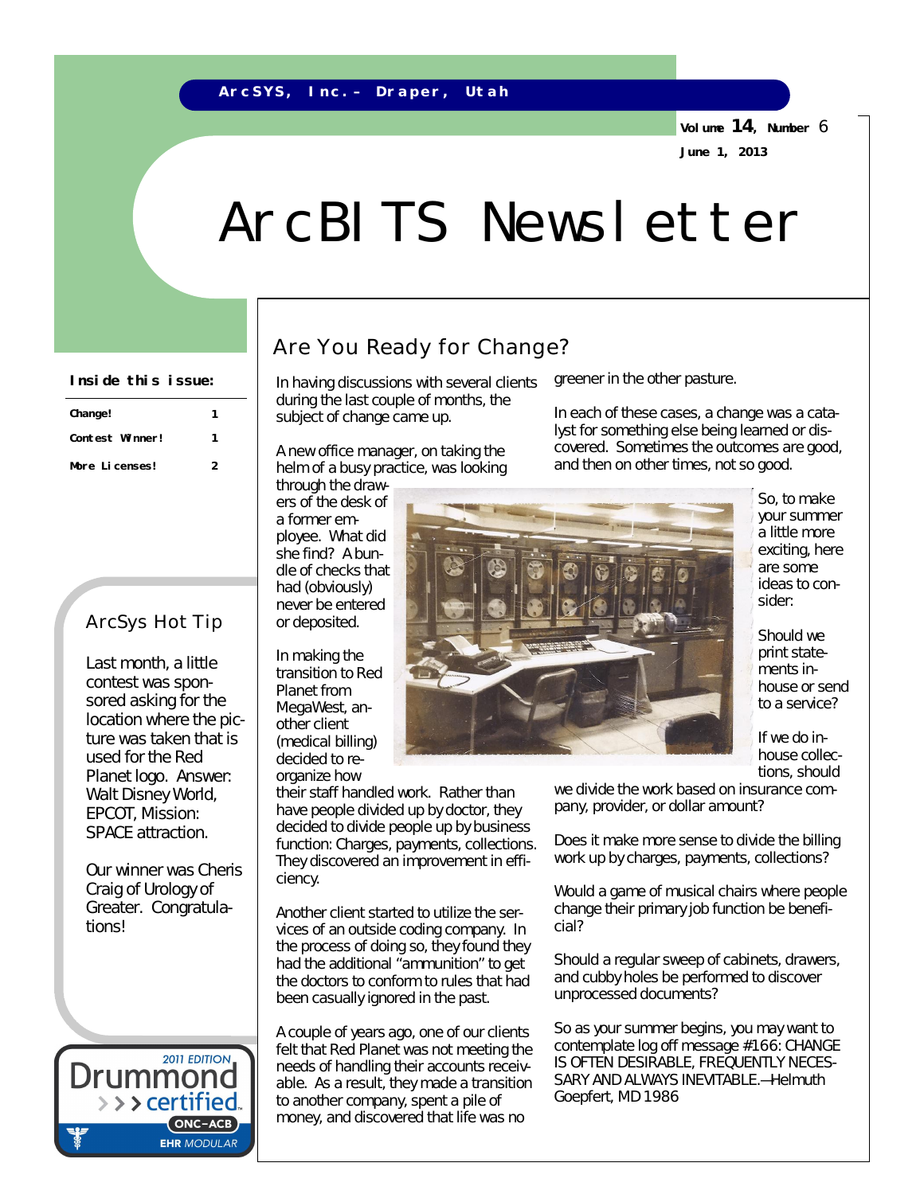ArcSYS, Inc.– Draper, Utah

Volume 14, Number 6

June 1, 2013

# ArcBITS Newsletter

**Inside this issue:**

| | |
|---|---|
| Change! | 1 |
| Contest Winner! | 1 |
| More Licenses! | 2 |

## Are You Ready for Change?

In having discussions with several clients during the last couple of months, the subject of change came up.

A new office manager, on taking the helm of a busy practice, was looking through the drawers of the desk of a former employee. What did she find? A bundle of checks that had (obviously) never be entered or deposited.

In making the transition to Red Planet from MegaWest, another client (medical billing) decided to reorganize how their staff handled work. Rather than have people divided up by doctor, they decided to divide people up by business function: Charges, payments, collections. They discovered an improvement in efficiency.

Another client started to utilize the services of an outside coding company. In the process of doing so, they found they had the additional "ammunition" to get the doctors to conform to rules that had been casually ignored in the past.

A couple of years ago, one of our clients felt that Red Planet was not meeting the needs of handling their accounts receivable. As a result, they made a transition to another company, spent a pile of money, and discovered that life was no greener in the other pasture.

In each of these cases, a change was a catalyst for something else being learned or discovered. Sometimes the outcomes are good, and then on other times, not so good.

So, to make your summer a little more exciting, here are some ideas to consider:

Should we print statements in-house or send to a service?

If we do in-house collections, should we divide the work based on insurance company, provider, or dollar amount?

Does it make more sense to divide the billing work up by charges, payments, collections?

Would a game of musical chairs where people change their primary job function be beneficial?

Should a regular sweep of cabinets, drawers, and cubby holes be performed to discover unprocessed documents?

So as your summer begins, you may want to contemplate log off message #166: CHANGE IS OFTEN DESIRABLE, FREQUENTLY NECESSARY AND ALWAYS INEVITABLE.—Helmuth Goepfert, MD 1986

## ArcSys Hot Tip

Last month, a little contest was sponsored asking for the location where the picture was taken that is used for the Red Planet logo. Answer: Walt Disney World, EPCOT, Mission: SPACE attraction.

Our winner was Cheris Craig of Urology of Greater. Congratulations!

2011 EDITION Drummond certified ONC–ACB EHR MODULAR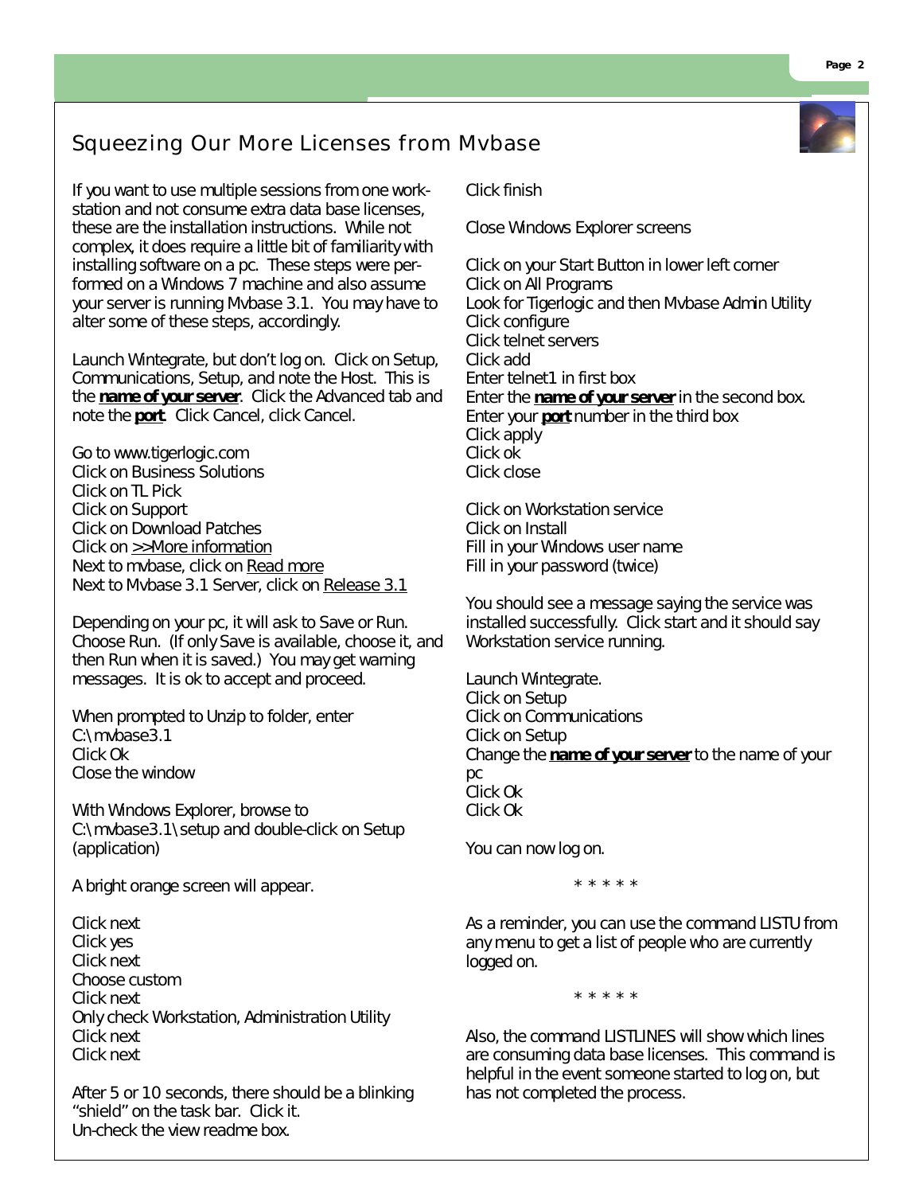## Squeezing Our More Licenses from Mvbase

If you want to use multiple sessions from one workstation and not consume extra data base licenses, these are the installation instructions. While not complex, it does require a little bit of familiarity with installing software on a pc. These steps were performed on a Windows 7 machine and also assume your server is running Mvbase 3.1. You may have to alter some of these steps, accordingly.

Launch Wintegrate, but don't log on. Click on Setup, Communications, Setup, and note the Host. This is the **name of your server**. Click the Advanced tab and note the **port**. Click Cancel, click Cancel.

Go to www.tigerlogic.com
Click on Business Solutions
Click on TL Pick
Click on Support
Click on Download Patches
Click on >>More information
Next to mvbase, click on Read more
Next to Mvbase 3.1 Server, click on Release 3.1

Depending on your pc, it will ask to Save or Run. Choose Run. (If only Save is available, choose it, and then Run when it is saved.) You may get warning messages. It is ok to accept and proceed.

When prompted to Unzip to folder, enter
C:\mvbase3.1
Click Ok
Close the window

With Windows Explorer, browse to
C:\mvbase3.1\setup and double-click on Setup (application)

A bright orange screen will appear.

Click next
Click yes
Click next
Choose custom
Click next
Only check Workstation, Administration Utility
Click next
Click next

After 5 or 10 seconds, there should be a blinking "shield" on the task bar. Click it.
Un-check the view readme box.

Click finish

Close Windows Explorer screens

Click on your Start Button in lower left corner
Click on All Programs
Look for Tigerlogic and then Mvbase Admin Utility
Click configure
Click telnet servers
Click add
Enter telnet1 in first box
Enter the **name of your server** in the second box.
Enter your **port** number in the third box
Click apply
Click ok
Click close

Click on Workstation service
Click on Install
Fill in your Windows user name
Fill in your password (twice)

You should see a message saying the service was installed successfully. Click start and it should say Workstation service running.

Launch Wintegrate.
Click on Setup
Click on Communications
Click on Setup
Change the **name of your server** to the name of your pc
Click Ok
Click Ok

You can now log on.

\* \* \* \* \*

As a reminder, you can use the command LISTU from any menu to get a list of people who are currently logged on.

\* \* \* \* \*

Also, the command LISTLINES will show which lines are consuming data base licenses. This command is helpful in the event someone started to log on, but has not completed the process.